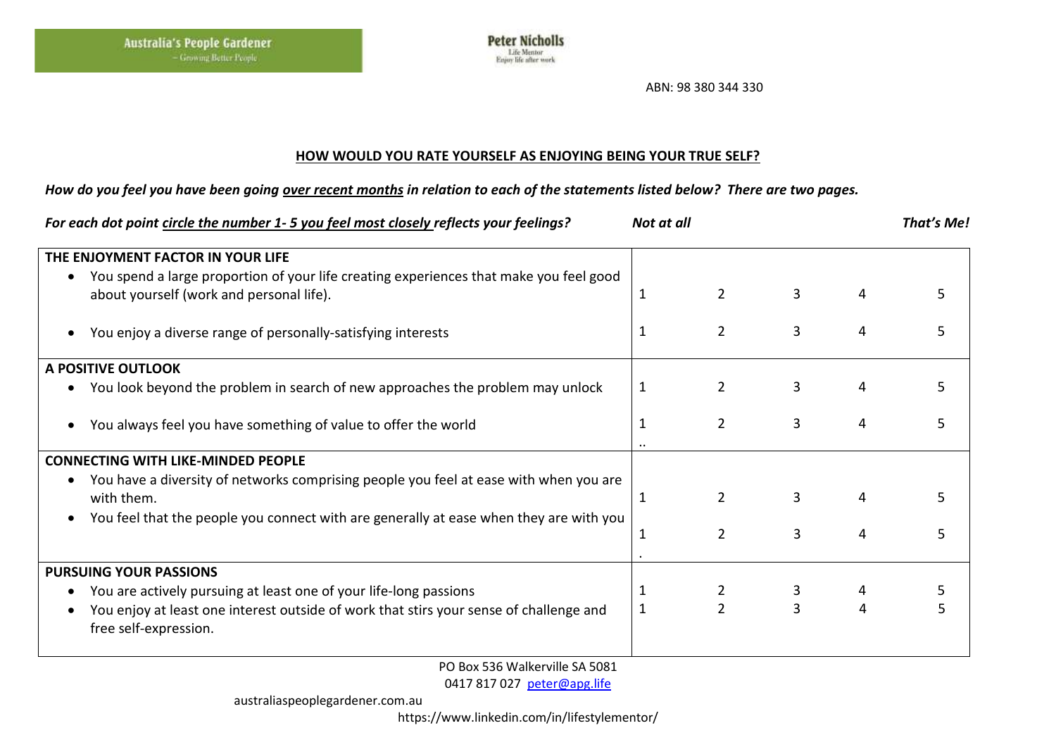Australia's People Gardener
~ Growing Better People

Peter Nicholls
Life Mentor
Enjoy life after work

ABN: 98 380 344 330

## HOW WOULD YOU RATE YOURSELF AS ENJOYING BEING YOUR TRUE SELF?

***How do you feel you have been going over recent months in relation to each of the statements listed below? There are two pages.***

***For each dot point circle the number 1- 5 you feel most closely reflects your feelings?***

| | Not at all | | | | That's Me! |
|---|---|---|---|---|---|
| **THE ENJOYMENT FACTOR IN YOUR LIFE** | | | | | |
| • You spend a large proportion of your life creating experiences that make you feel good about yourself (work and personal life). | 1 | 2 | 3 | 4 | 5 |
| • You enjoy a diverse range of personally-satisfying interests | 1 | 2 | 3 | 4 | 5 |
| **A POSITIVE OUTLOOK** | | | | | |
| • You look beyond the problem in search of new approaches the problem may unlock | 1 | 2 | 3 | 4 | 5 |
| • You always feel you have something of value to offer the world | 1 | 2 | 3 | 4 | 5 |
| **CONNECTING WITH LIKE-MINDED PEOPLE** | | | | | |
| • You have a diversity of networks comprising people you feel at ease with when you are with them. | 1 | 2 | 3 | 4 | 5 |
| • You feel that the people you connect with are generally at ease when they are with you | 1 | 2 | 3 | 4 | 5 |
| **PURSUING YOUR PASSIONS** | | | | | |
| • You are actively pursuing at least one of your life-long passions | 1 | 2 | 3 | 4 | 5 |
| • You enjoy at least one interest outside of work that stirs your sense of challenge and free self-expression. | 1 | 2 | 3 | 4 | 5 |

PO Box 536 Walkerville SA 5081
0417 817 027 peter@apg.life
australiaspeoplegardener.com.au
https://www.linkedin.com/in/lifestylementor/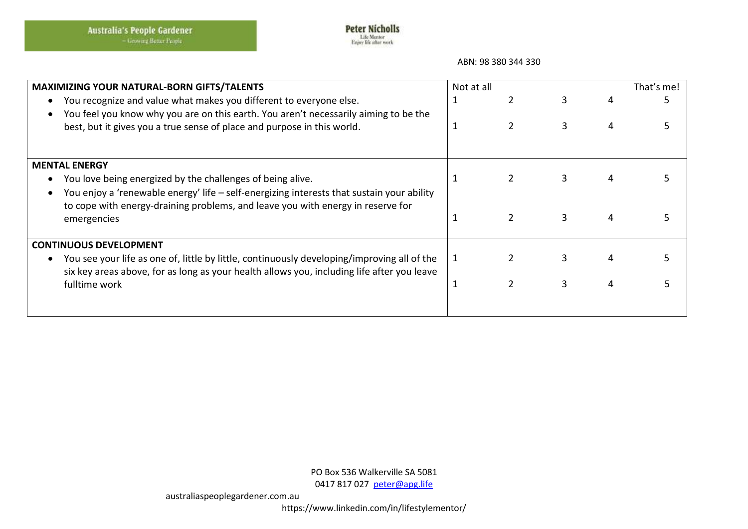| | Not at all | | | | That's me! |
|---|---|---|---|---|---|
| **MAXIMIZING YOUR NATURAL-BORN GIFTS/TALENTS** | | | | | |
| • You recognize and value what makes you different to everyone else. | 1 | 2 | 3 | 4 | 5 |
| • You feel you know why you are on this earth. You aren't necessarily aiming to be the best, but it gives you a true sense of place and purpose in this world. | 1 | 2 | 3 | 4 | 5 |
| **MENTAL ENERGY** | | | | | |
| • You love being energized by the challenges of being alive. | 1 | 2 | 3 | 4 | 5 |
| • You enjoy a 'renewable energy' life – self-energizing interests that sustain your ability to cope with energy-draining problems, and leave you with energy in reserve for emergencies | 1 | 2 | 3 | 4 | 5 |
| **CONTINUOUS DEVELOPMENT** | | | | | |
| • You see your life as one of, little by little, continuously developing/improving all of the six key areas above, for as long as your health allows you, including life after you leave fulltime work | 1 | 2 | 3 | 4 | 5 |
| | 1 | 2 | 3 | 4 | 5 |